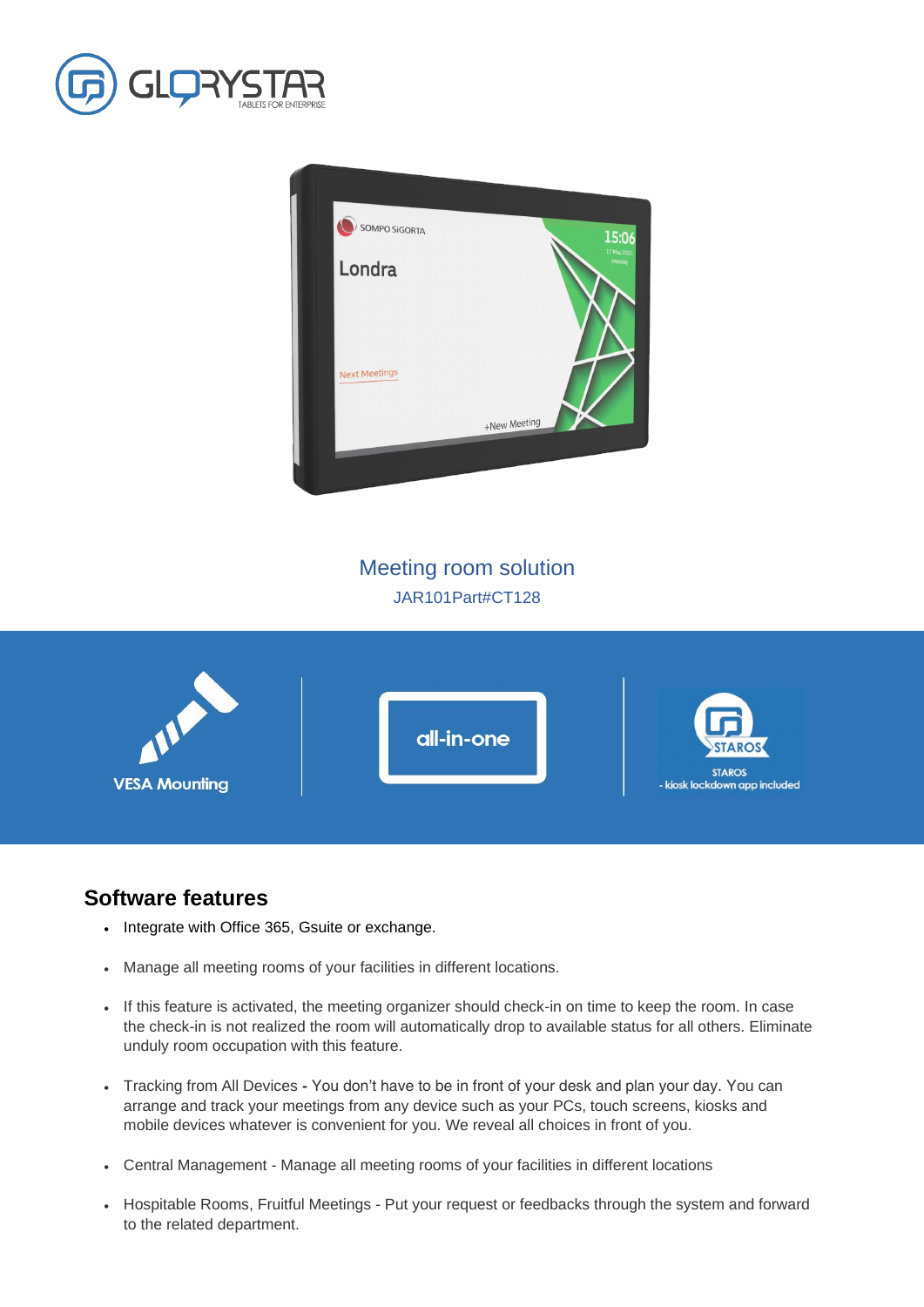Meeting room solution

JAR101Part#CT128

VESA Mounting

all-in-one

STAROS
- kiosk lockdown app included

## Software features

- Integrate with Office 365, Gsuite or exchange.
- Manage all meeting rooms of your facilities in different locations.
- If this feature is activated, the meeting organizer should check-in on time to keep the room. In case the check-in is not realized the room will automatically drop to available status for all others. Eliminate unduly room occupation with this feature.
- Tracking from All Devices **-** You don't have to be in front of your desk and plan your day. You can arrange and track your meetings from any device such as your PCs, touch screens, kiosks and mobile devices whatever is convenient for you. We reveal all choices in front of you.
- Central Management - Manage all meeting rooms of your facilities in different locations
- Hospitable Rooms, Fruitful Meetings - Put your request or feedbacks through the system and forward to the related department.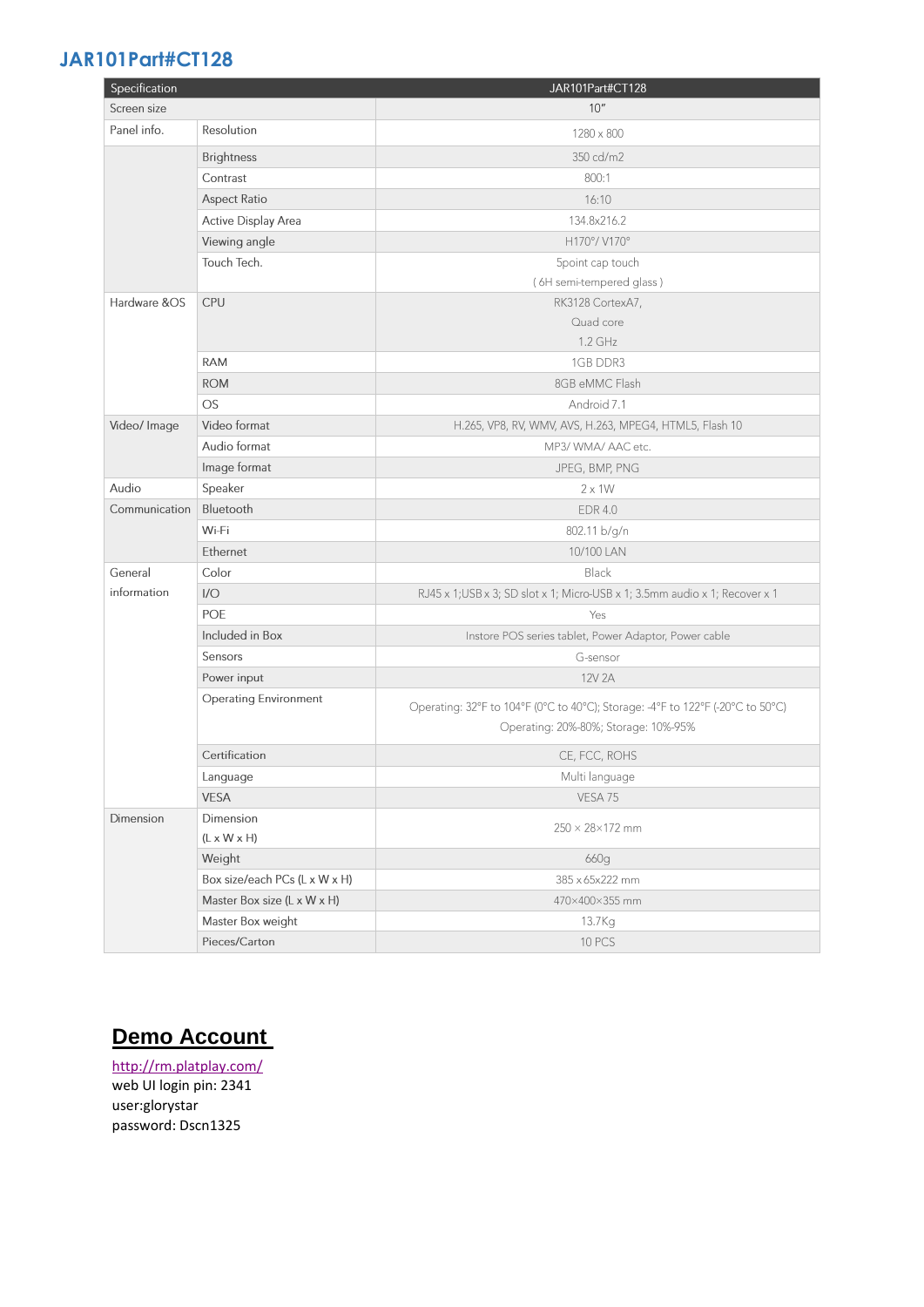## JAR101Part#CT128

| Specification | | JAR101Part#CT128 |
|---|---|---|
| Screen size | | 10" |
| Panel info. | Resolution | 1280 x 800 |
| | Brightness | 350 cd/m2 |
| | Contrast | 800:1 |
| | Aspect Ratio | 16:10 |
| | Active Display Area | 134.8x216.2 |
| | Viewing angle | H170°/ V170° |
| | Touch Tech. | 5point cap touch ( 6H semi-tempered glass ) |
| Hardware &OS | CPU | RK3128 CortexA7, Quad core 1.2 GHz |
| | RAM | 1GB DDR3 |
| | ROM | 8GB eMMC Flash |
| | OS | Android 7.1 |
| Video/ Image | Video format | H.265, VP8, RV, WMV, AVS, H.263, MPEG4, HTML5, Flash 10 |
| | Audio format | MP3/ WMA/ AAC etc. |
| | Image format | JPEG, BMP, PNG |
| Audio | Speaker | 2 x 1W |
| Communication | Bluetooth | EDR 4.0 |
| | Wi-Fi | 802.11 b/g/n |
| | Ethernet | 10/100 LAN |
| General information | Color | Black |
| | I/O | RJ45 x 1;USB x 3; SD slot x 1; Micro-USB x 1; 3.5mm audio x 1; Recover x 1 |
| | POE | Yes |
| | Included in Box | Instore POS series tablet, Power Adaptor, Power cable |
| | Sensors | G-sensor |
| | Power input | 12V 2A |
| | Operating Environment | Operating: 32°F to 104°F (0°C to 40°C); Storage: -4°F to 122°F (-20°C to 50°C) Operating: 20%-80%; Storage: 10%-95% |
| | Certification | CE, FCC, ROHS |
| | Language | Multi language |
| | VESA | VESA 75 |
| Dimension | Dimension (L x W x H) | 250 × 28×172 mm |
| | Weight | 660g |
| | Box size/each PCs (L x W x H) | 385 x 65x222 mm |
| | Master Box size (L x W x H) | 470×400×355 mm |
| | Master Box weight | 13.7Kg |
| | Pieces/Carton | 10 PCS |

## Demo Account

http://rm.platplay.com/
web UI login pin: 2341
user:glorystar
password: Dscn1325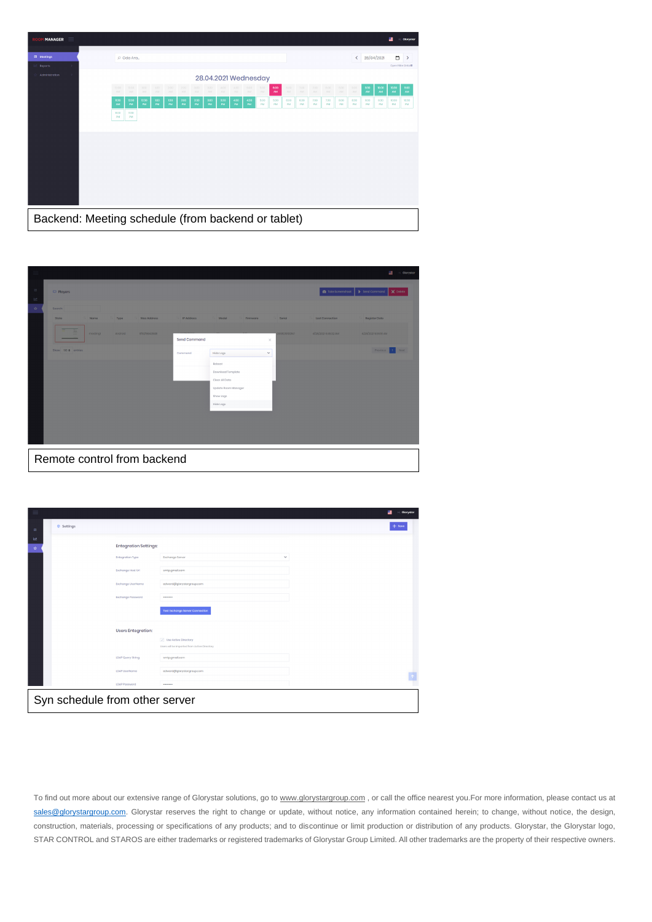Backend: Meeting schedule (from backend or tablet)

Remote control from backend

Syn schedule from other server

To find out more about our extensive range of Glorystar solutions, go to www.glorystargroup.com , or call the office nearest you.For more information, please contact us at sales@glorystargroup.com. Glorystar reserves the right to change or update, without notice, any information contained herein; to change, without notice, the design, construction, materials, processing or specifications of any products; and to discontinue or limit production or distribution of any products. Glorystar, the Glorystar logo, STAR CONTROL and STAROS are either trademarks or registered trademarks of Glorystar Group Limited. All other trademarks are the property of their respective owners.